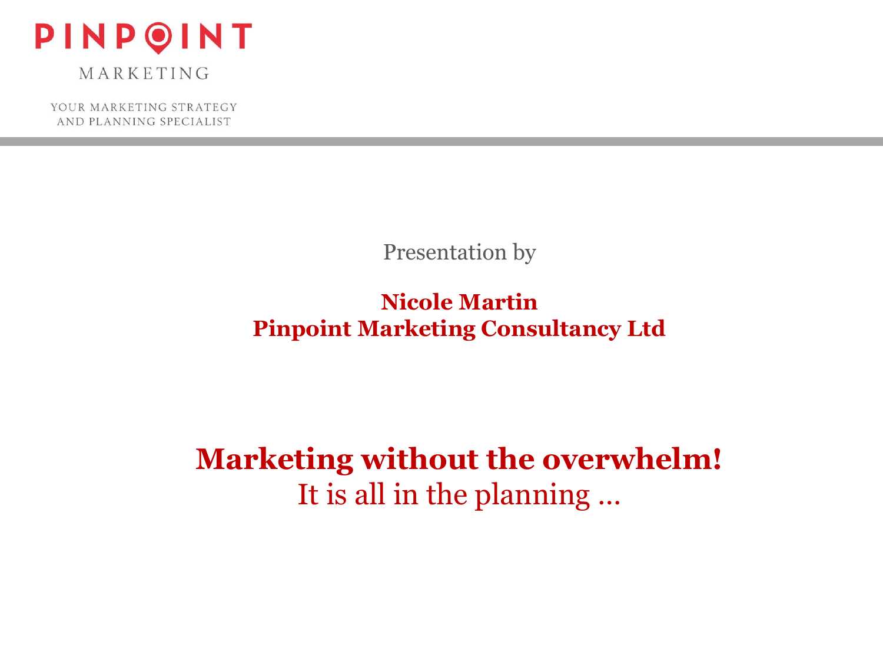PINPOINT

MARKETING

YOUR MARKETING STRATEGY
AND PLANNING SPECIALIST

Presentation by

**Nicole Martin**
**Pinpoint Marketing Consultancy Ltd**

# Marketing without the overwhelm!

It is all in the planning …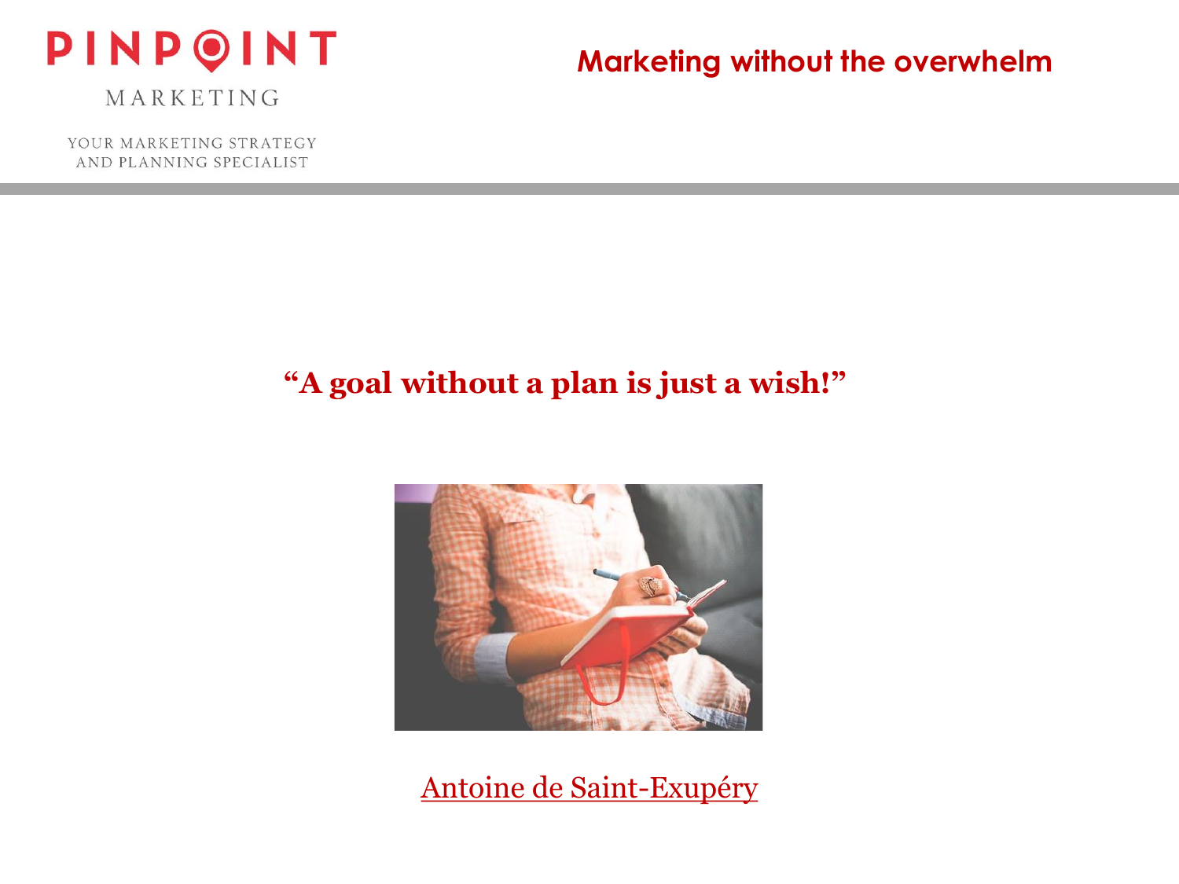**"A goal without a plan is just a wish!"**

Antoine de Saint-Exupéry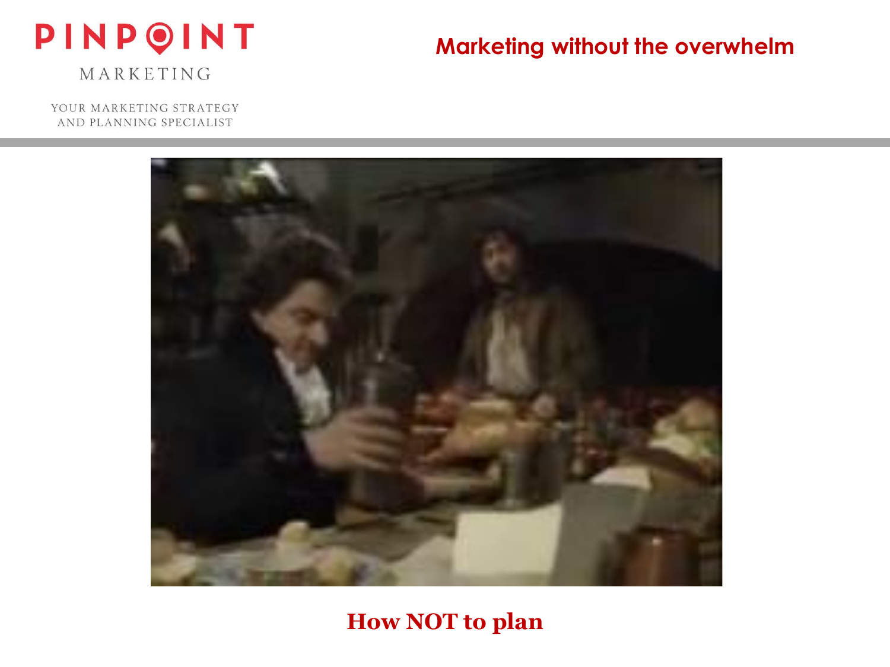Marketing without the overwhelm

How NOT to plan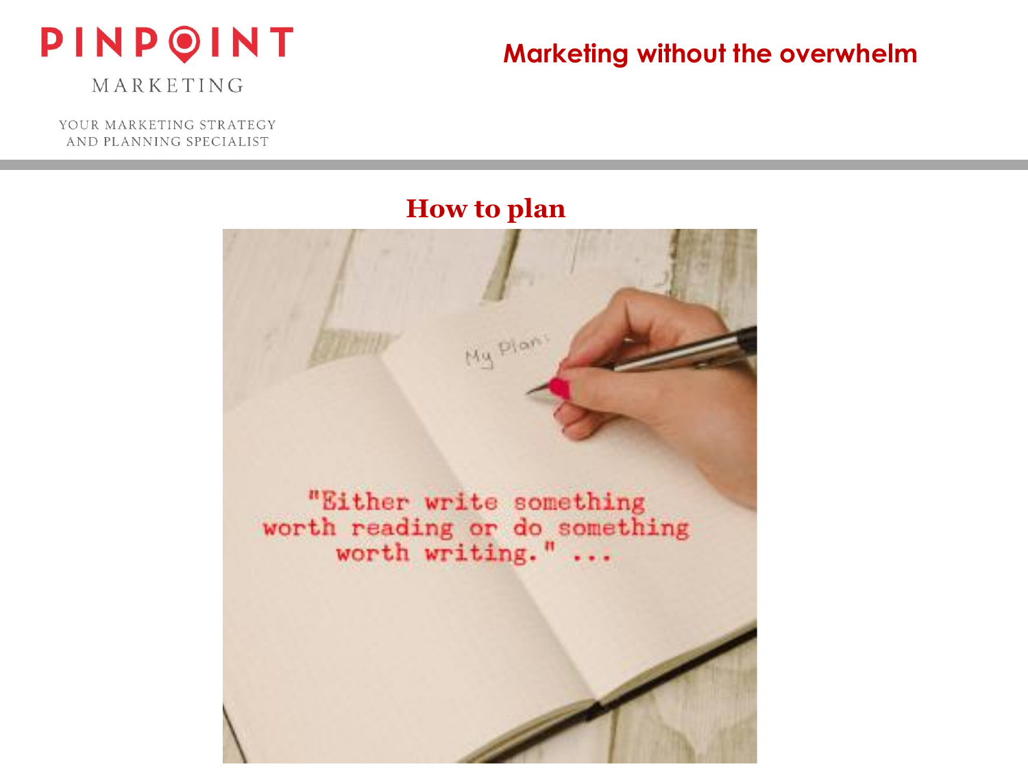## How to plan

"Either write something worth reading or do something worth writing." ...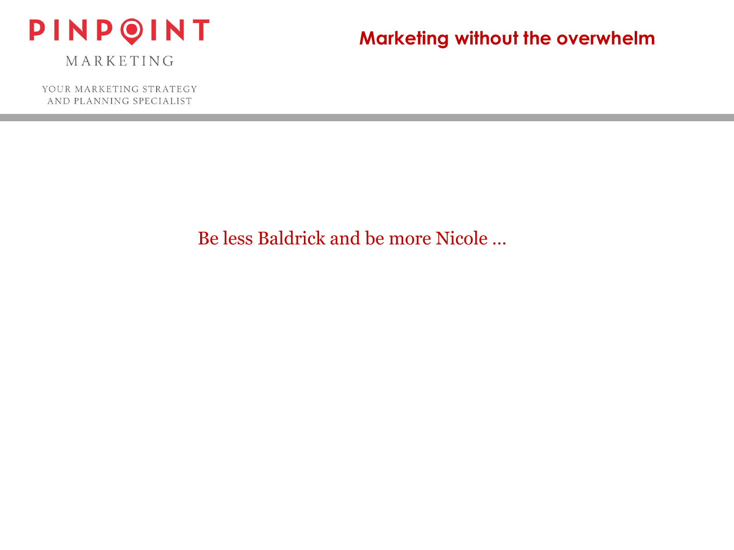Be less Baldrick and be more Nicole ...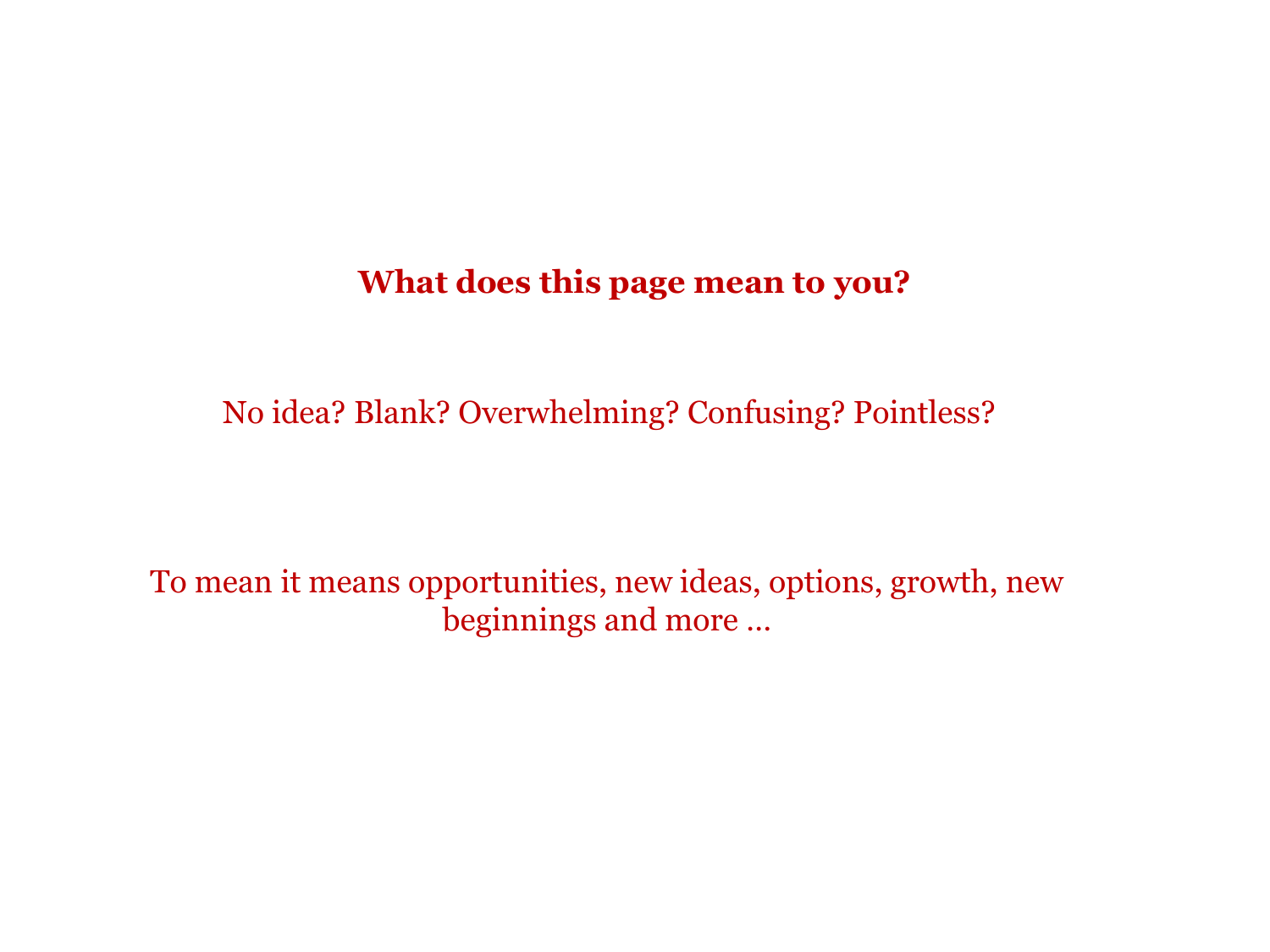**What does this page mean to you?**

No idea? Blank? Overwhelming? Confusing? Pointless?

To mean it means opportunities, new ideas, options, growth, new beginnings and more ...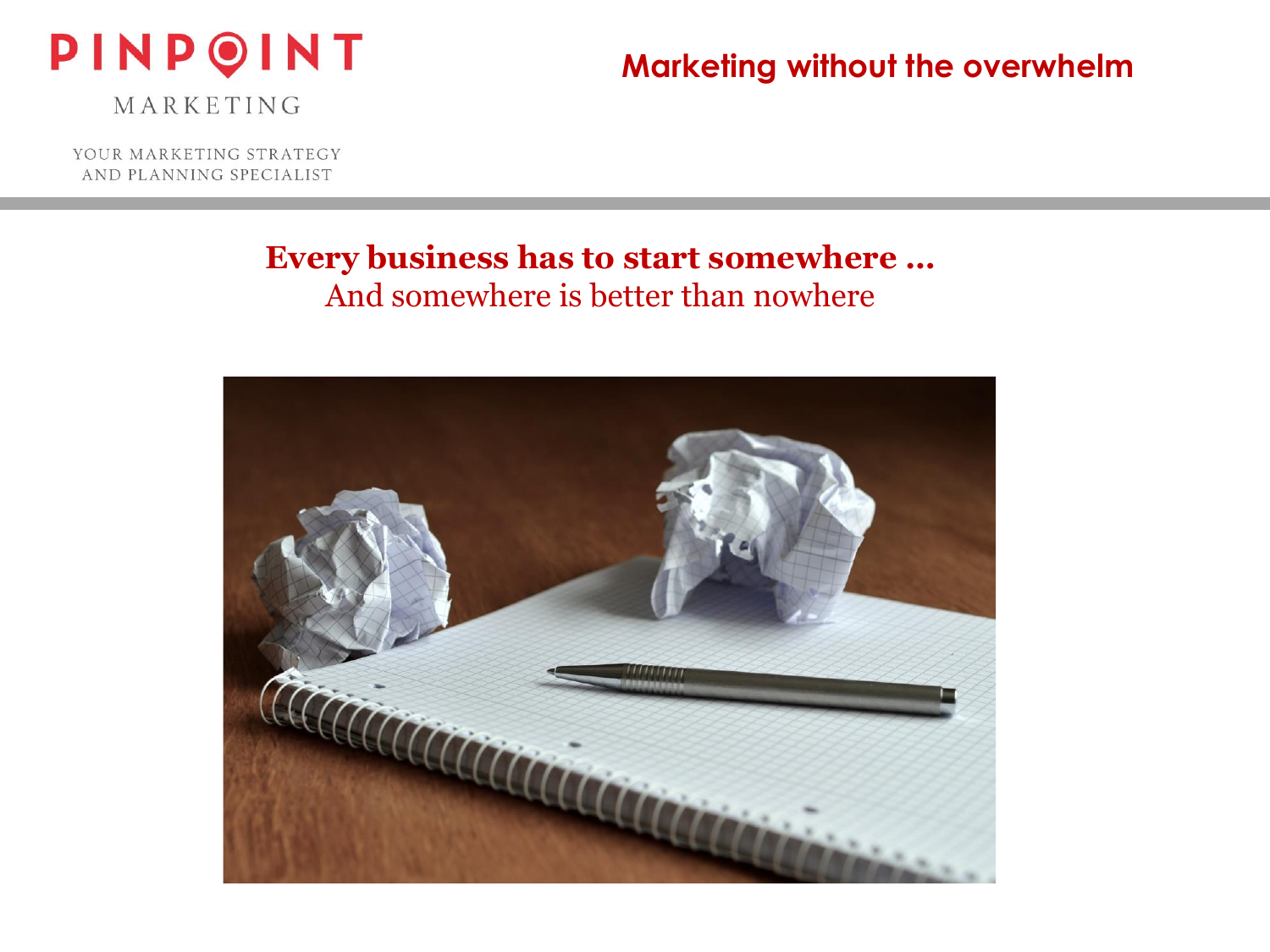**Every business has to start somewhere …**

And somewhere is better than nowhere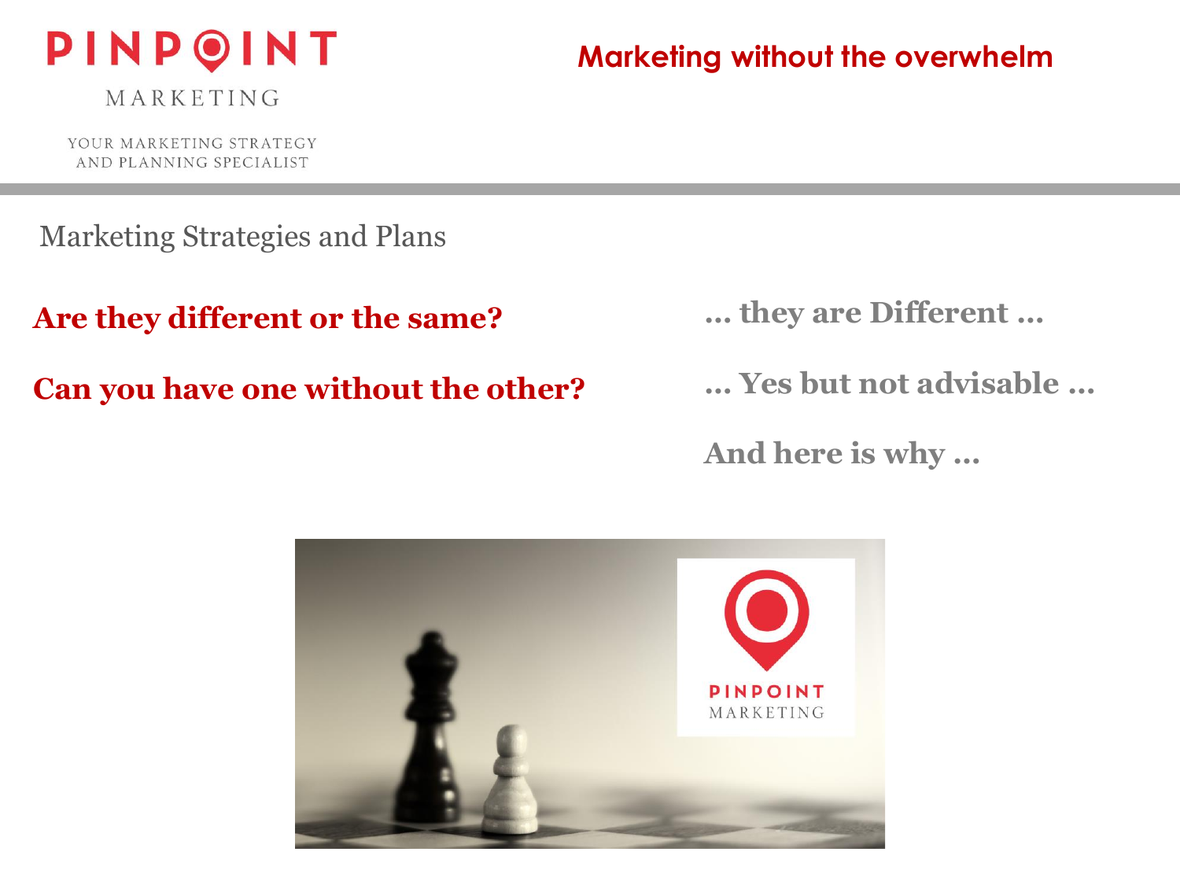# PINPOINT MARKETING

YOUR MARKETING STRATEGY AND PLANNING SPECIALIST

**Marketing without the overwhelm**

## Marketing Strategies and Plans

**Are they different or the same?**

**… they are Different …**

**Can you have one without the other?**

**… Yes but not advisable …**

**And here is why …**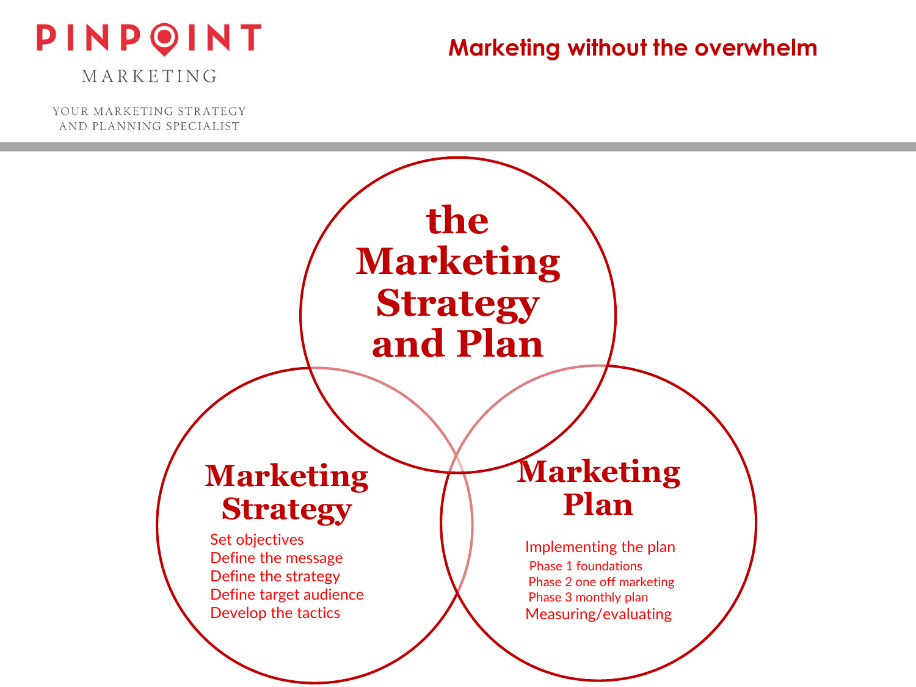PINPOINT MARKETING

YOUR MARKETING STRATEGY AND PLANNING SPECIALIST

**Marketing without the overwhelm**

# the Marketing Strategy and Plan

## Marketing Strategy

- Set objectives
- Define the message
- Define the strategy
- Define target audience
- Develop the tactics

## Marketing Plan

- Implementing the plan
  - Phase 1 foundations
  - Phase 2 one off marketing
  - Phase 3 monthly plan
- Measuring/evaluating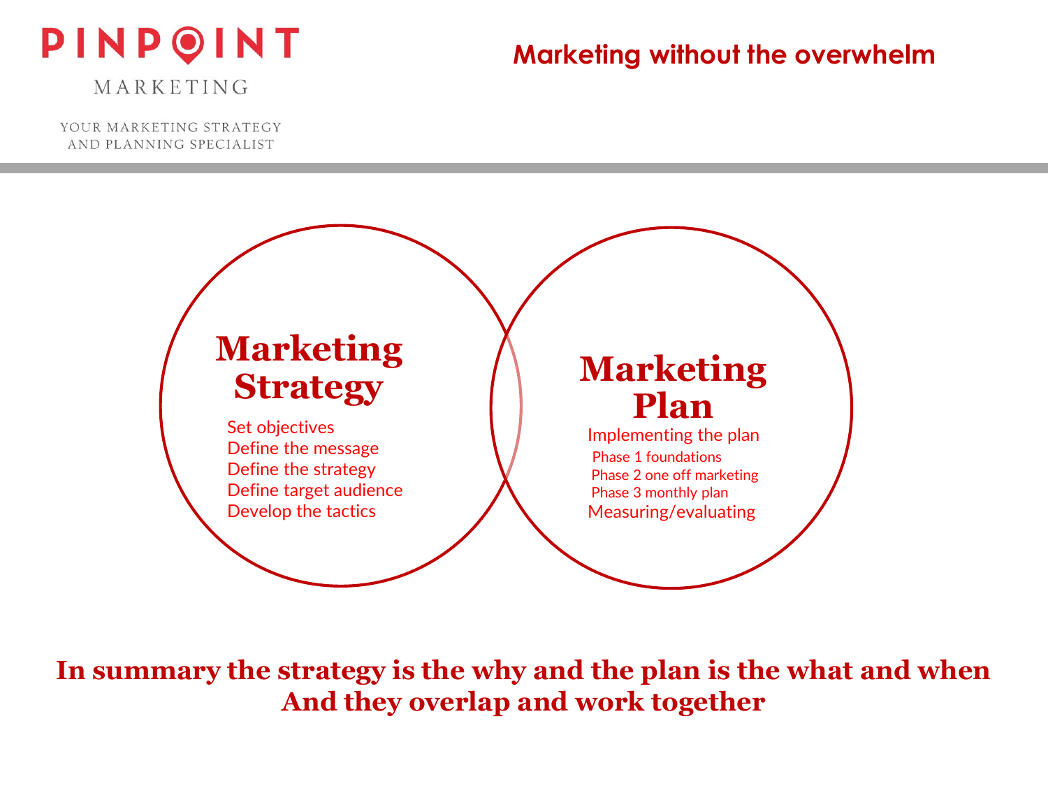## Marketing Strategy

- Set objectives
- Define the message
- Define the strategy
- Define target audience
- Develop the tactics

## Marketing Plan

- Implementing the plan
  - Phase 1 foundations
  - Phase 2 one off marketing
  - Phase 3 monthly plan
- Measuring/evaluating

**In summary the strategy is the why and the plan is the what and when
And they overlap and work together**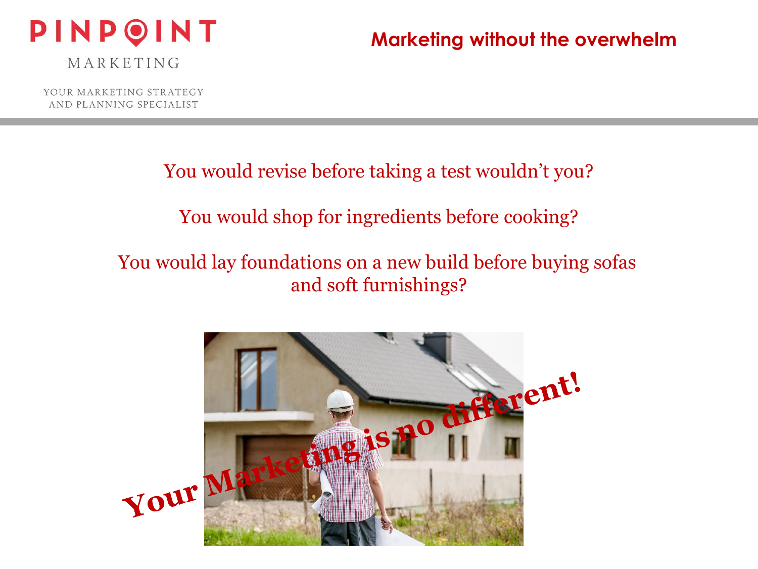You would revise before taking a test wouldn't you?

You would shop for ingredients before cooking?

You would lay foundations on a new build before buying sofas and soft furnishings?

**Your Marketing is no different!**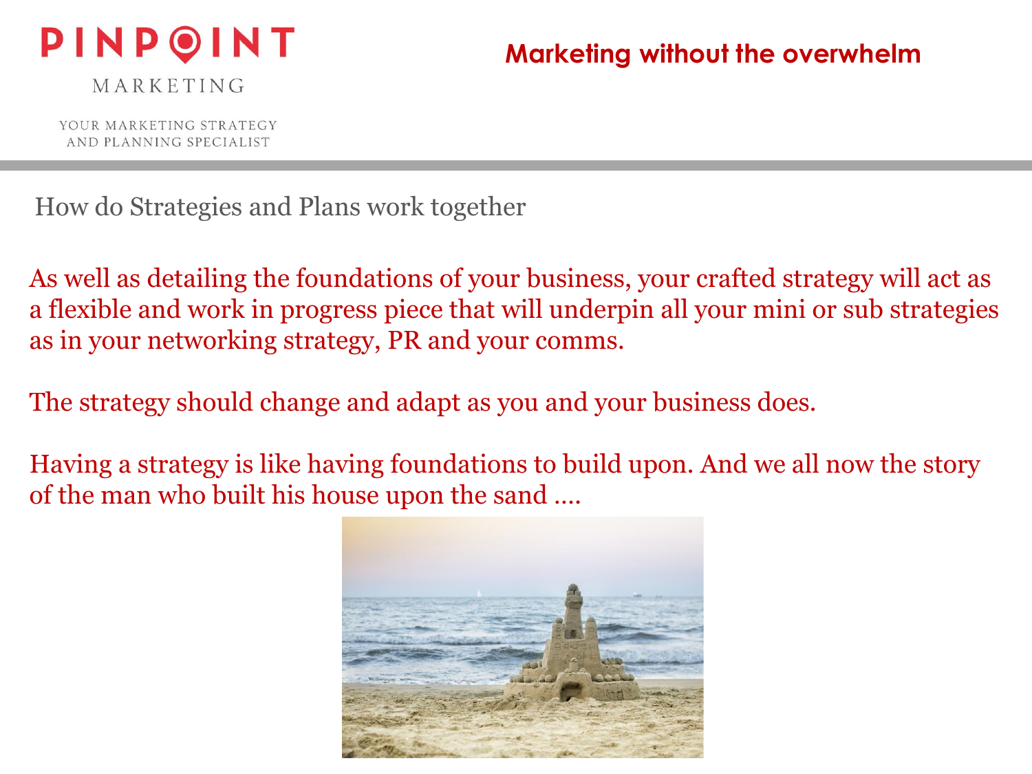## How do Strategies and Plans work together

As well as detailing the foundations of your business, your crafted strategy will act as a flexible and work in progress piece that will underpin all your mini or sub strategies as in your networking strategy, PR and your comms.

The strategy should change and adapt as you and your business does.

Having a strategy is like having foundations to build upon. And we all now the story of the man who built his house upon the sand ….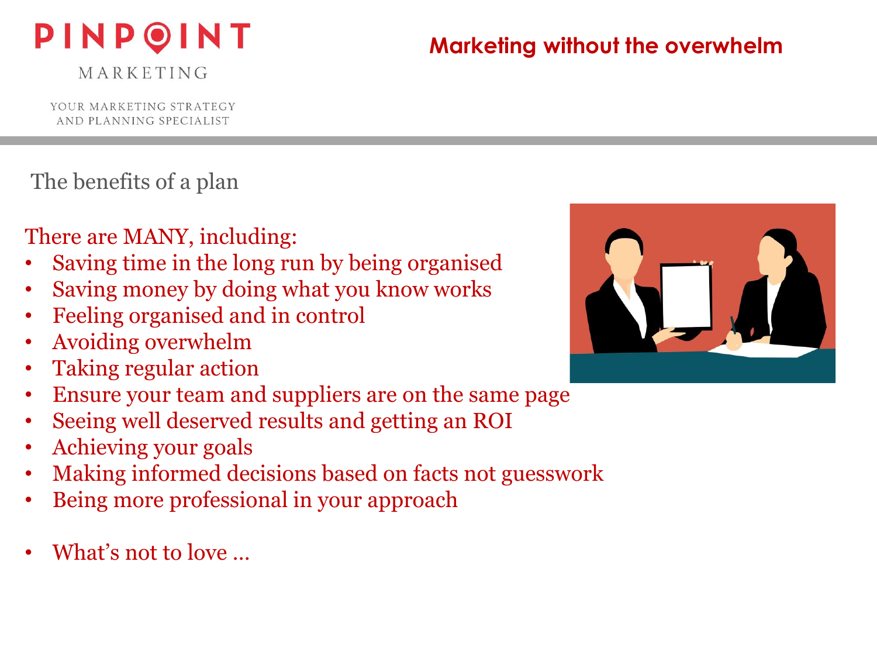## The benefits of a plan

There are MANY, including:

- Saving time in the long run by being organised
- Saving money by doing what you know works
- Feeling organised and in control
- Avoiding overwhelm
- Taking regular action
- Ensure your team and suppliers are on the same page
- Seeing well deserved results and getting an ROI
- Achieving your goals
- Making informed decisions based on facts not guesswork
- Being more professional in your approach

- What's not to love …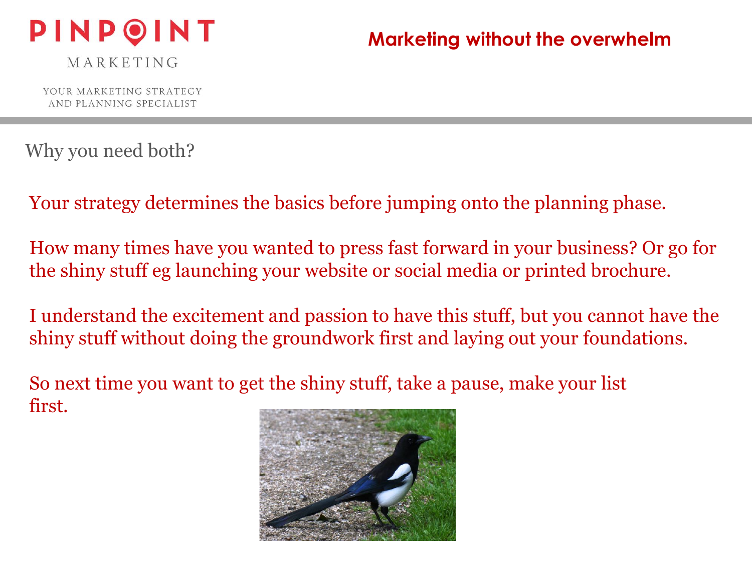## Why you need both?

Your strategy determines the basics before jumping onto the planning phase.

How many times have you wanted to press fast forward in your business? Or go for the shiny stuff eg launching your website or social media or printed brochure.

I understand the excitement and passion to have this stuff, but you cannot have the shiny stuff without doing the groundwork first and laying out your foundations.

So next time you want to get the shiny stuff, take a pause, make your list first.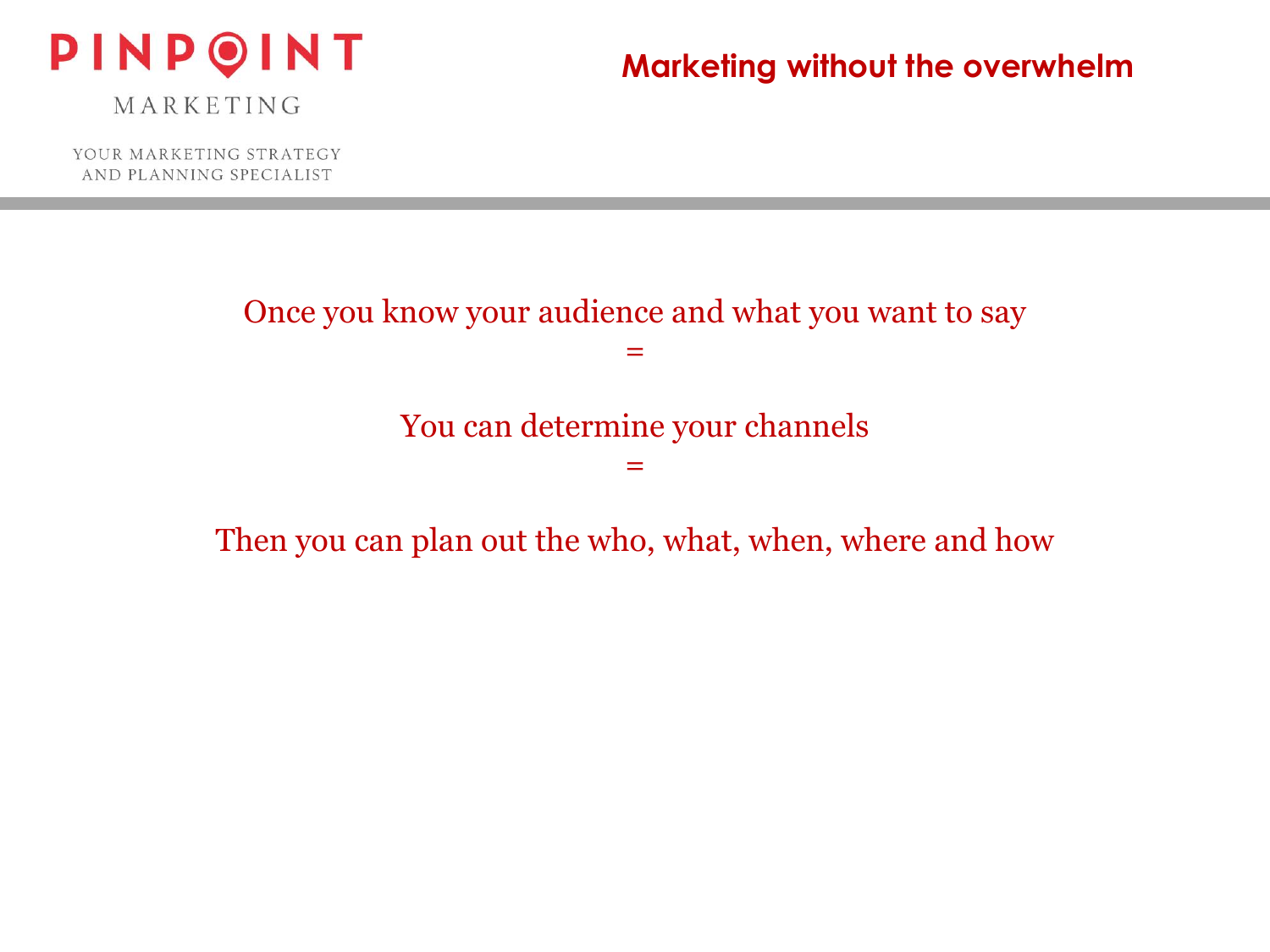Once you know your audience and what you want to say

=

You can determine your channels

=

Then you can plan out the who, what, when, where and how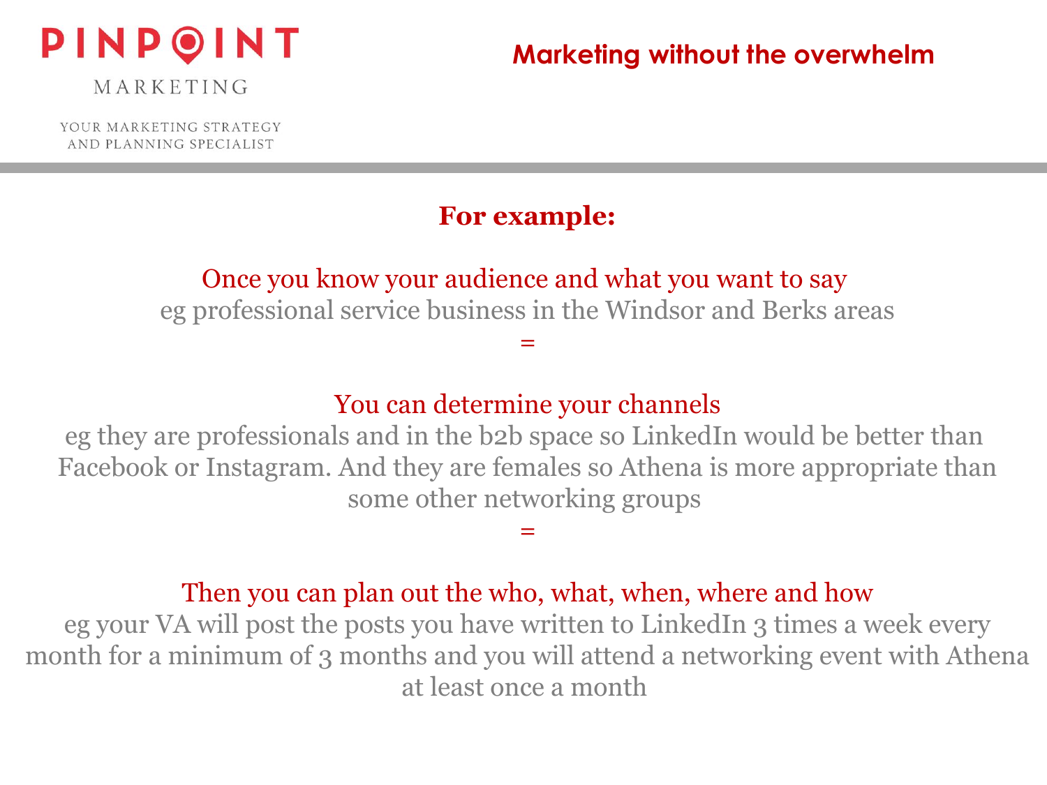## For example:

**Once you know your audience and what you want to say**

eg professional service business in the Windsor and Berks areas

=

**You can determine your channels**

eg they are professionals and in the b2b space so LinkedIn would be better than Facebook or Instagram. And they are females so Athena is more appropriate than some other networking groups

=

**Then you can plan out the who, what, when, where and how**

eg your VA will post the posts you have written to LinkedIn 3 times a week every month for a minimum of 3 months and you will attend a networking event with Athena at least once a month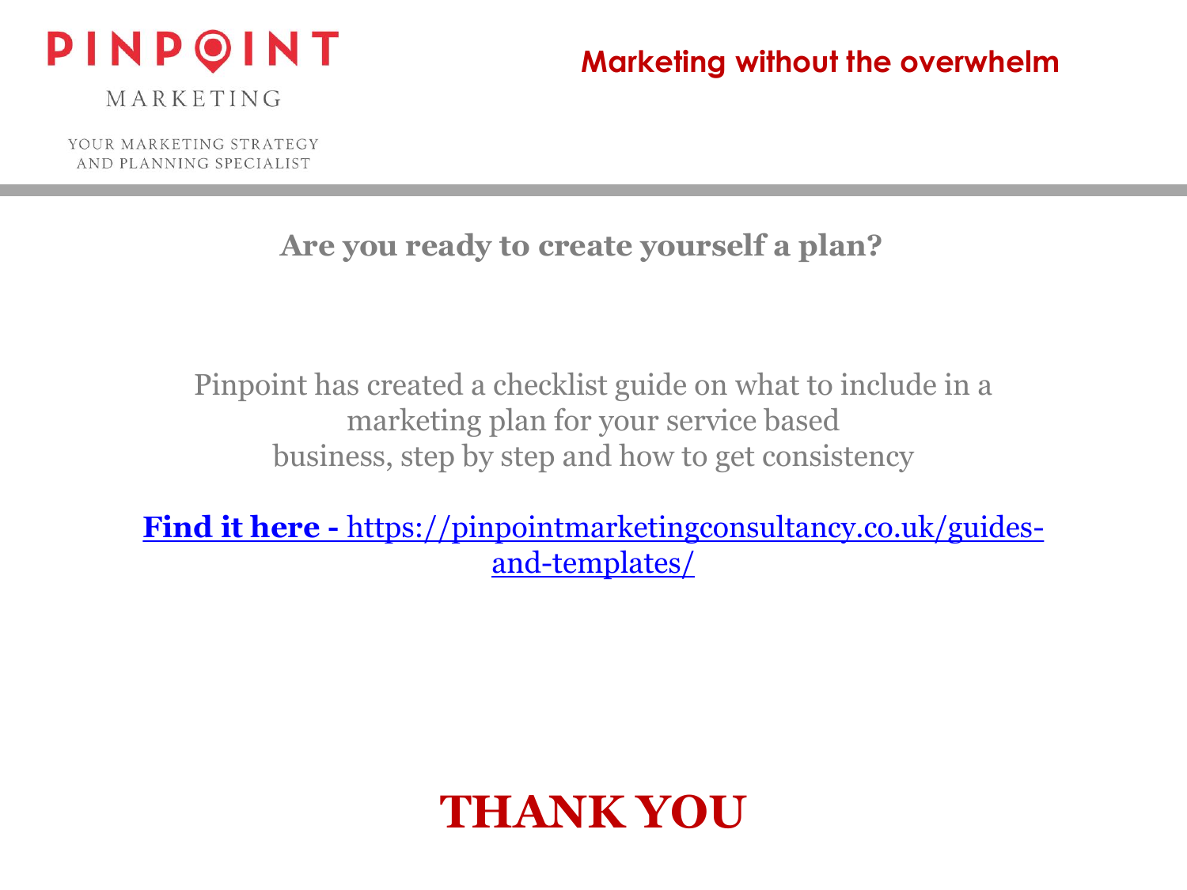**Are you ready to create yourself a plan?**

Pinpoint has created a checklist guide on what to include in a marketing plan for your service based business, step by step and how to get consistency

**Find it here -** https://pinpointmarketingconsultancy.co.uk/guides-and-templates/

# THANK YOU